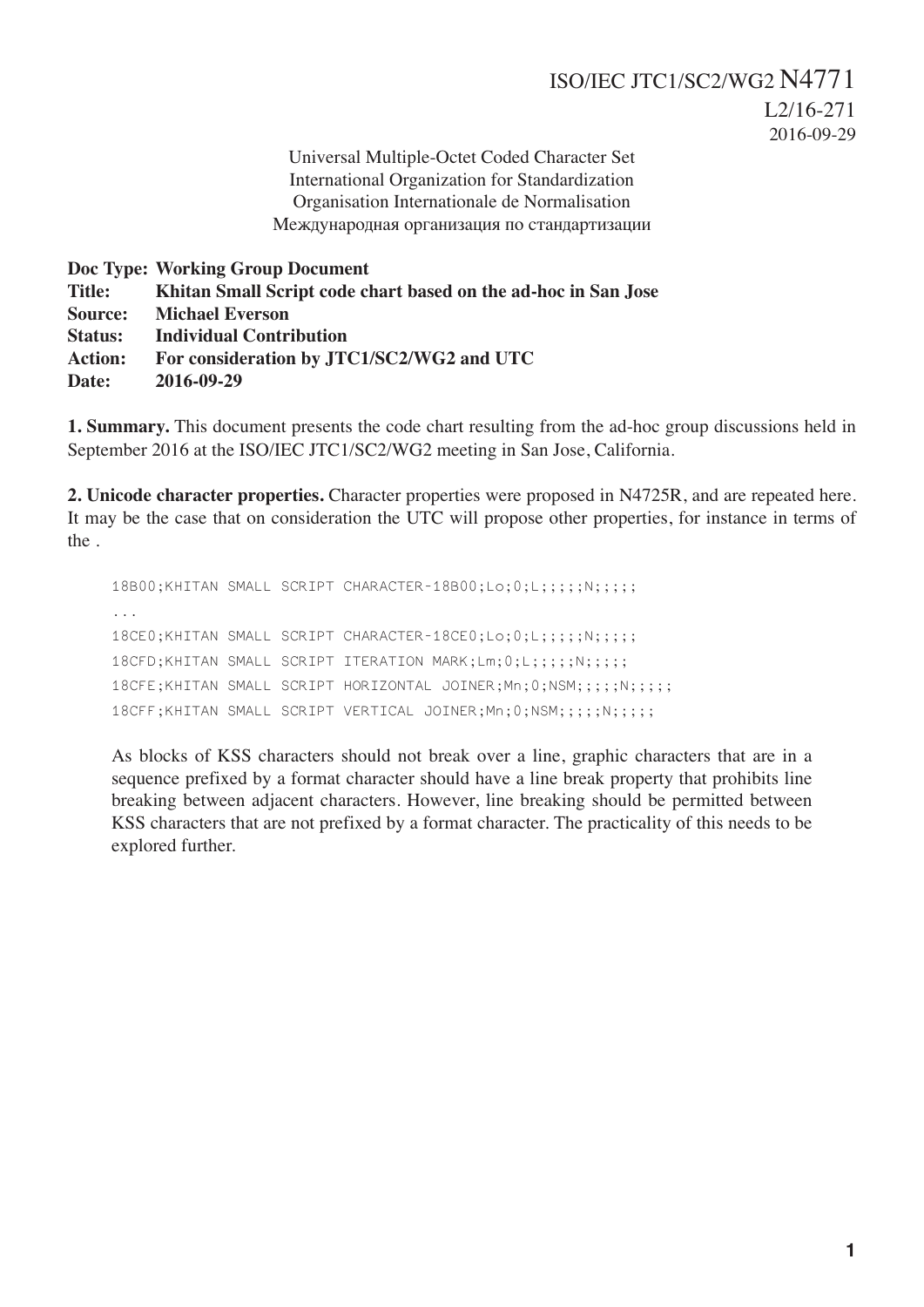ISO/IEC JTC1/SC2/WG2 N4771
L2/16-271
2016-09-29

Universal Multiple-Octet Coded Character Set
International Organization for Standardization
Organisation Internationale de Normalisation
Международная организация по стандартизации

**Doc Type: Working Group Document**
**Title: Khitan Small Script code chart based on the ad-hoc in San Jose**
**Source: Michael Everson**
**Status: Individual Contribution**
**Action: For consideration by JTC1/SC2/WG2 and UTC**
**Date: 2016-09-29**

**1. Summary.** This document presents the code chart resulting from the ad-hoc group discussions held in September 2016 at the ISO/IEC JTC1/SC2/WG2 meeting in San Jose, California.

**2. Unicode character properties.** Character properties were proposed in N4725R, and are repeated here. It may be the case that on consideration the UTC will propose other properties, for instance in terms of the .

```
18B00;KHITAN SMALL SCRIPT CHARACTER-18B00;Lo;0;L;;;;;N;;;;;
...
18CE0;KHITAN SMALL SCRIPT CHARACTER-18CE0;Lo;0;L;;;;;N;;;;;
18CFD;KHITAN SMALL SCRIPT ITERATION MARK;Lm;0;L;;;;;N;;;;;
18CFE;KHITAN SMALL SCRIPT HORIZONTAL JOINER;Mn;0;NSM;;;;;N;;;;;
18CFF;KHITAN SMALL SCRIPT VERTICAL JOINER;Mn;0;NSM;;;;;N;;;;;
```

As blocks of KSS characters should not break over a line, graphic characters that are in a sequence prefixed by a format character should have a line break property that prohibits line breaking between adjacent characters. However, line breaking should be permitted between KSS characters that are not prefixed by a format character. The practicality of this needs to be explored further.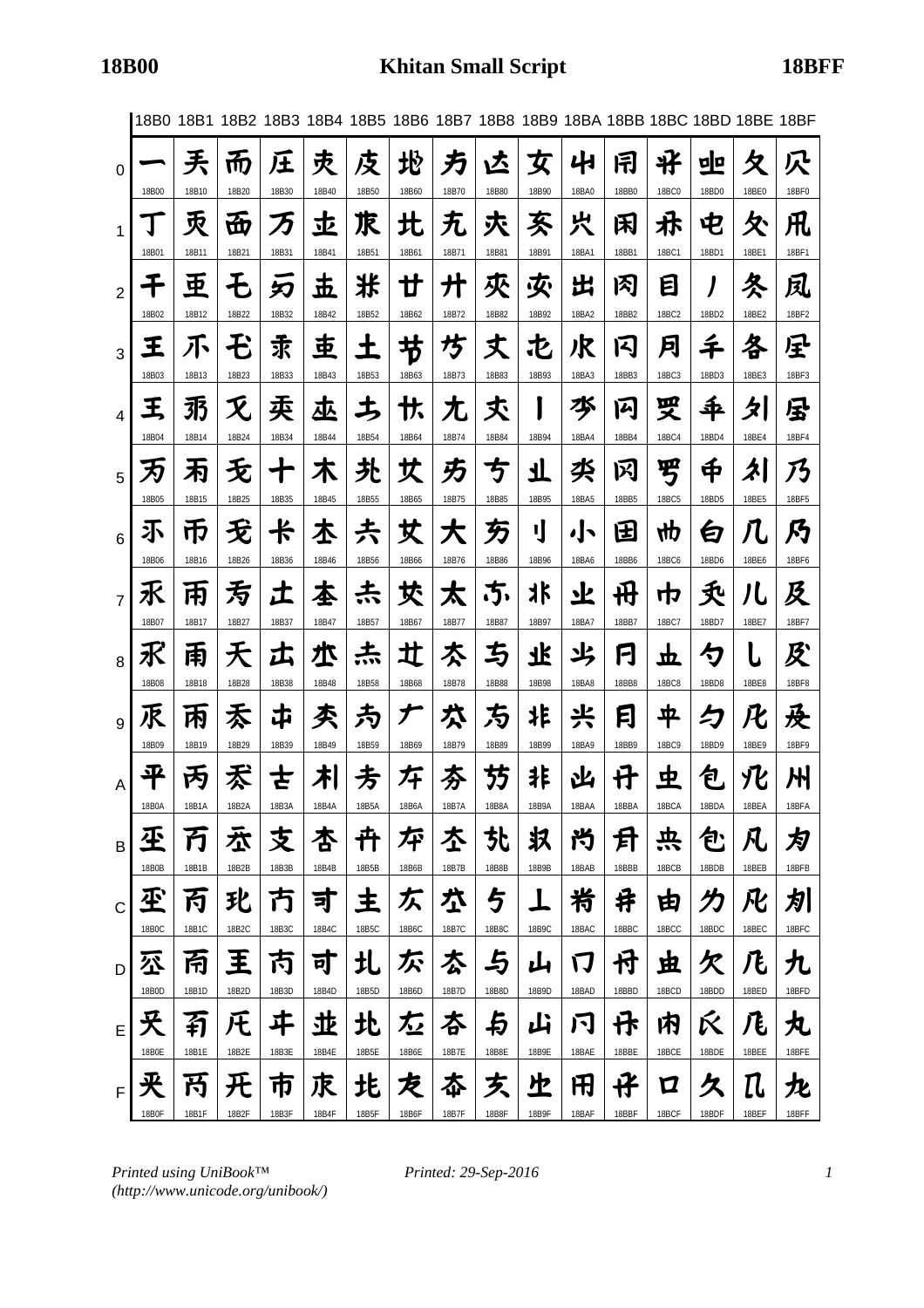# 18B00 Khitan Small Script 18BFF

| | 18B0 | 18B1 | 18B2 | 18B3 | 18B4 | 18B5 | 18B6 | 18B7 | 18B8 | 18B9 | 18BA | 18BB | 18BC | 18BD | 18BE | 18BF |
|---|---|---|---|---|---|---|---|---|---|---|---|---|---|---|---|---|
| 0 | 𘬀 18B00 | 𘬐 18B10 | 𘬠 18B20 | 𘬰 18B30 | 𘭀 18B40 | 𘭐 18B50 | 𘭠 18B60 | 𘭰 18B70 | 𘮀 18B80 | 𘮐 18B90 | 𘮠 18BA0 | 𘮰 18BB0 | 𘯀 18BC0 | 𘯐 18BD0 | 𘯠 18BE0 | 𘯰 18BF0 |
| 1 | 𘬁 18B01 | 𘬑 18B11 | 𘬡 18B21 | 𘬱 18B31 | 𘭁 18B41 | 𘭑 18B51 | 𘭡 18B61 | 𘭱 18B71 | 𘮁 18B81 | 𘮑 18B91 | 𘮡 18BA1 | 𘮱 18BB1 | 𘯁 18BC1 | 𘯑 18BD1 | 𘯡 18BE1 | 𘯱 18BF1 |
| 2 | 𘬂 18B02 | 𘬒 18B12 | 𘬢 18B22 | 𘬲 18B32 | 𘭂 18B42 | 𘭒 18B52 | 𘭢 18B62 | 𘭲 18B72 | 𘮂 18B82 | 𘮒 18B92 | 𘮢 18BA2 | 𘮲 18BB2 | 𘯂 18BC2 | 𘯒 18BD2 | 𘯢 18BE2 | 𘯲 18BF2 |
| 3 | 𘬃 18B03 | 𘬓 18B13 | 𘬣 18B23 | 𘬳 18B33 | 𘭃 18B43 | 𘭓 18B53 | 𘭣 18B63 | 𘭳 18B73 | 𘮃 18B83 | 𘮓 18B93 | 𘮣 18BA3 | 𘮳 18BB3 | 𘯃 18BC3 | 𘯓 18BD3 | 𘯣 18BE3 | 𘯳 18BF3 |
| 4 | 𘬄 18B04 | 𘬔 18B14 | 𘬤 18B24 | 𘬴 18B34 | 𘭄 18B44 | 𘭔 18B54 | 𘭤 18B64 | 𘭴 18B74 | 𘮄 18B84 | 𘮔 18B94 | 𘮤 18BA4 | 𘮴 18BB4 | 𘯄 18BC4 | 𘯔 18BD4 | 𘯤 18BE4 | 𘯴 18BF4 |
| 5 | 𘬅 18B05 | 𘬕 18B15 | 𘬥 18B25 | 𘬵 18B35 | 𘭅 18B45 | 𘭕 18B55 | 𘭥 18B65 | 𘭵 18B75 | 𘮅 18B85 | 𘮕 18B95 | 𘮥 18BA5 | 𘮵 18BB5 | 𘯅 18BC5 | 𘯕 18BD5 | 𘯥 18BE5 | 𘯵 18BF5 |
| 6 | 𘬆 18B06 | 𘬖 18B16 | 𘬦 18B26 | 𘬶 18B36 | 𘭆 18B46 | 𘭖 18B56 | 𘭦 18B66 | 𘭶 18B76 | 𘮆 18B86 | 𘮖 18B96 | 𘮦 18BA6 | 𘮶 18BB6 | 𘯆 18BC6 | 𘯖 18BD6 | 𘯦 18BE6 | 𘯶 18BF6 |
| 7 | 𘬇 18B07 | 𘬗 18B17 | 𘬧 18B27 | 𘬷 18B37 | 𘭇 18B47 | 𘭗 18B57 | 𘭧 18B67 | 𘭷 18B77 | 𘮇 18B87 | 𘮗 18B97 | 𘮧 18BA7 | 𘮷 18BB7 | 𘯇 18BC7 | 𘯗 18BD7 | 𘯧 18BE7 | 𘯷 18BF7 |
| 8 | 𘬈 18B08 | 𘬘 18B18 | 𘬨 18B28 | 𘬸 18B38 | 𘭈 18B48 | 𘭘 18B58 | 𘭨 18B68 | 𘭸 18B78 | 𘮈 18B88 | 𘮘 18B98 | 𘮨 18BA8 | 𘮸 18BB8 | 𘯈 18BC8 | 𘯘 18BD8 | 𘯨 18BE8 | 𘯸 18BF8 |
| 9 | 𘬉 18B09 | 𘬙 18B19 | 𘬩 18B29 | 𘬹 18B39 | 𘭉 18B49 | 𘭙 18B59 | 𘭩 18B69 | 𘭹 18B79 | 𘮉 18B89 | 𘮙 18B99 | 𘮩 18BA9 | 𘮹 18BB9 | 𘯉 18BC9 | 𘯙 18BD9 | 𘯩 18BE9 | 𘯹 18BF9 |
| A | 𘬊 18B0A | 𘬚 18B1A | 𘬪 18B2A | 𘬺 18B3A | 𘭊 18B4A | 𘭚 18B5A | 𘭪 18B6A | 𘭺 18B7A | 𘮊 18B8A | 𘮚 18B9A | 𘮪 18BAA | 𘮺 18BBA | 𘯊 18BCA | 𘯚 18BDA | 𘯪 18BEA | 𘯺 18BFA |
| B | 𘬋 18B0B | 𘬛 18B1B | 𘬫 18B2B | 𘬻 18B3B | 𘭋 18B4B | 𘭛 18B5B | 𘭫 18B6B | 𘭻 18B7B | 𘮋 18B8B | 𘮛 18B9B | 𘮫 18BAB | 𘮻 18BBB | 𘯋 18BCB | 𘯛 18BDB | 𘯫 18BEB | 𘯻 18BFB |
| C | 𘬌 18B0C | 𘬜 18B1C | 𘬬 18B2C | 𘬼 18B3C | 𘭌 18B4C | 𘭜 18B5C | 𘭬 18B6C | 𘭼 18B7C | 𘮌 18B8C | 𘮜 18B9C | 𘮬 18BAC | 𘮼 18BBC | 𘯌 18BCC | 𘯜 18BDC | 𘯬 18BEC | 𘯼 18BFC |
| D | 𘬍 18B0D | 𘬝 18B1D | 𘬭 18B2D | 𘬽 18B3D | 𘭍 18B4D | 𘭝 18B5D | 𘭭 18B6D | 𘭽 18B7D | 𘮍 18B8D | 𘮝 18B9D | 𘮭 18BAD | 𘮽 18BBD | 𘯍 18BCD | 𘯝 18BDD | 𘯭 18BED | 𘯽 18BFD |
| E | 𘬎 18B0E | 𘬞 18B1E | 𘬮 18B2E | 𘬾 18B3E | 𘭎 18B4E | 𘭞 18B5E | 𘭮 18B6E | 𘭾 18B7E | 𘮎 18B8E | 𘮞 18B9E | 𘮮 18BAE | 𘮾 18BBE | 𘯎 18BCE | 𘯞 18BDE | 𘯮 18BEE | 𘯾 18BFE |
| F | 𘬏 18B0F | 𘬟 18B1F | 𘬯 18B2F | 𘬿 18B3F | 𘭏 18B4F | 𘭟 18B5F | 𘭯 18B6F | 𘭿 18B7F | 𘮏 18B8F | 𘮟 18B9F | 𘮯 18BAF | 𘮿 18BBF | 𘯏 18BCF | 𘯟 18BDF | 𘯯 18BEF | 𘯿 18BFF |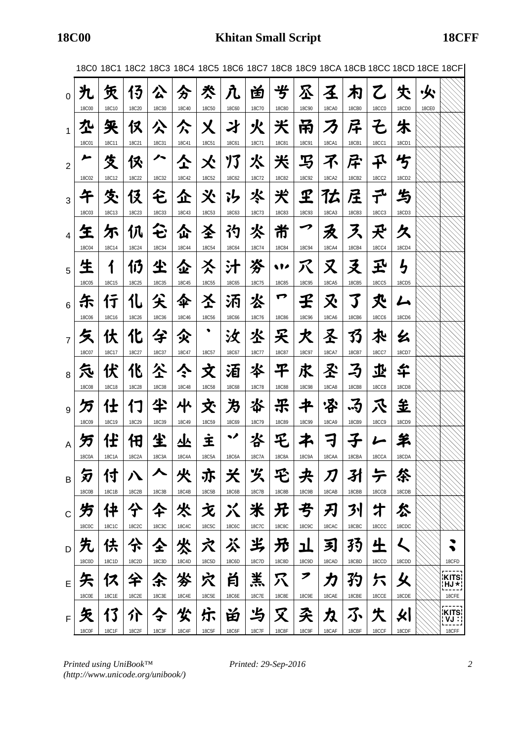# 18C00 Khitan Small Script 18CFF

| | 18C0 | 18C1 | 18C2 | 18C3 | 18C4 | 18C5 | 18C6 | 18C7 | 18C8 | 18C9 | 18CA | 18CB | 18CC | 18CD | 18CE | 18CF |
|---|---|---|---|---|---|---|---|---|---|---|---|---|---|---|---|---|
| 0 | 18C00 | 18C10 | 18C20 | 18C30 | 18C40 | 18C50 | 18C60 | 18C70 | 18C80 | 18C90 | 18CA0 | 18CB0 | 18CC0 | 18CD0 | 18CE0 | |
| 1 | 18C01 | 18C11 | 18C21 | 18C31 | 18C41 | 18C51 | 18C61 | 18C71 | 18C81 | 18C91 | 18CA1 | 18CB1 | 18CC1 | 18CD1 | | |
| 2 | 18C02 | 18C12 | 18C22 | 18C32 | 18C42 | 18C52 | 18C62 | 18C72 | 18C82 | 18C92 | 18CA2 | 18CB2 | 18CC2 | 18CD2 | | |
| 3 | 18C03 | 18C13 | 18C23 | 18C33 | 18C43 | 18C53 | 18C63 | 18C73 | 18C83 | 18C93 | 18CA3 | 18CB3 | 18CC3 | 18CD3 | | |
| 4 | 18C04 | 18C14 | 18C24 | 18C34 | 18C44 | 18C54 | 18C64 | 18C74 | 18C84 | 18C94 | 18CA4 | 18CB4 | 18CC4 | 18CD4 | | |
| 5 | 18C05 | 18C15 | 18C25 | 18C35 | 18C45 | 18C55 | 18C65 | 18C75 | 18C85 | 18C95 | 18CA5 | 18CB5 | 18CC5 | 18CD5 | | |
| 6 | 18C06 | 18C16 | 18C26 | 18C36 | 18C46 | 18C56 | 18C66 | 18C76 | 18C86 | 18C96 | 18CA6 | 18CB6 | 18CC6 | 18CD6 | | |
| 7 | 18C07 | 18C17 | 18C27 | 18C37 | 18C47 | 18C57 | 18C67 | 18C77 | 18C87 | 18C97 | 18CA7 | 18CB7 | 18CC7 | 18CD7 | | |
| 8 | 18C08 | 18C18 | 18C28 | 18C38 | 18C48 | 18C58 | 18C68 | 18C78 | 18C88 | 18C98 | 18CA8 | 18CB8 | 18CC8 | 18CD8 | | |
| 9 | 18C09 | 18C19 | 18C29 | 18C39 | 18C49 | 18C59 | 18C69 | 18C79 | 18C89 | 18C99 | 18CA9 | 18CB9 | 18CC9 | 18CD9 | | |
| A | 18C0A | 18C1A | 18C2A | 18C3A | 18C4A | 18C5A | 18C6A | 18C7A | 18C8A | 18C9A | 18CAA | 18CBA | 18CCA | 18CDA | | |
| B | 18C0B | 18C1B | 18C2B | 18C3B | 18C4B | 18C5B | 18C6B | 18C7B | 18C8B | 18C9B | 18CAB | 18CBB | 18CCB | 18CDB | | |
| C | 18C0C | 18C1C | 18C2C | 18C3C | 18C4C | 18C5C | 18C6C | 18C7C | 18C8C | 18C9C | 18CAC | 18CBC | 18CCC | 18CDC | | |
| D | 18C0D | 18C1D | 18C2D | 18C3D | 18C4D | 18C5D | 18C6D | 18C7D | 18C8D | 18C9D | 18CAD | 18CBD | 18CCD | 18CDD | | 18CFD |
| E | 18C0E | 18C1E | 18C2E | 18C3E | 18C4E | 18C5E | 18C6E | 18C7E | 18C8E | 18C9E | 18CAE | 18CBE | 18CCE | 18CDE | | KITS HJ* 18CFE |
| F | 18C0F | 18C1F | 18C2F | 18C3F | 18C4F | 18C5F | 18C6F | 18C7F | 18C8F | 18C9F | 18CAF | 18CBF | 18CCF | 18CDF | | KITS VJ 18CFF |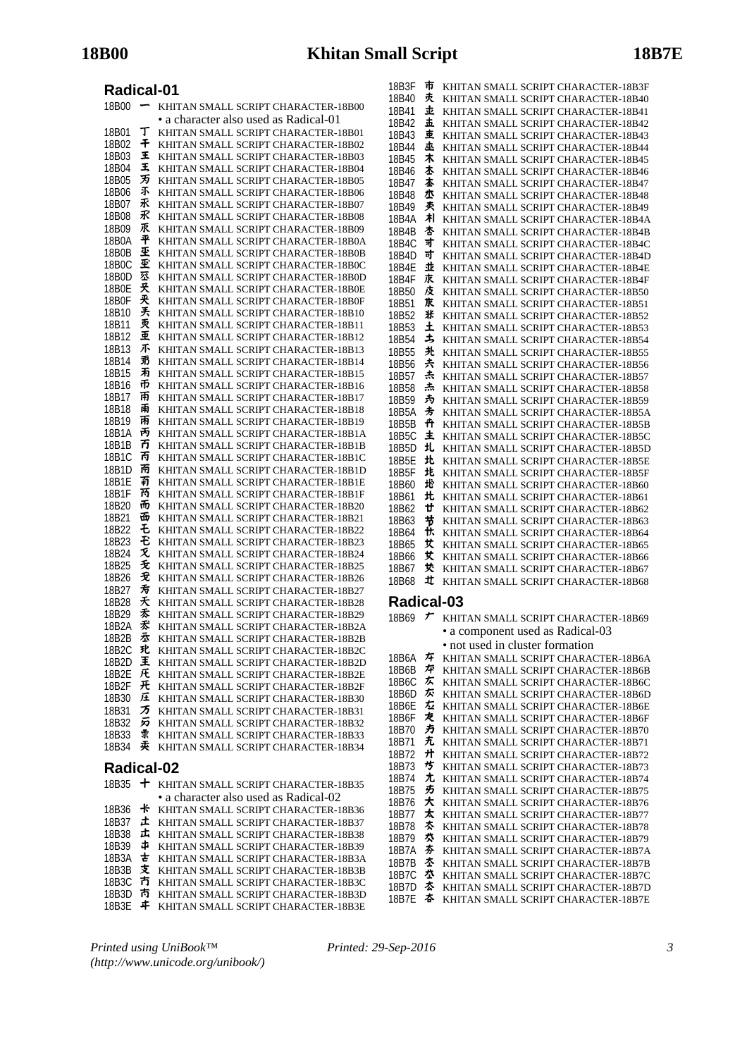## Radical-01

18B00 𘬀 KHITAN SMALL SCRIPT CHARACTER-18B00
• a character also used as Radical-01

18B01 𘬁 KHITAN SMALL SCRIPT CHARACTER-18B01
18B02 𘬂 KHITAN SMALL SCRIPT CHARACTER-18B02
18B03 𘬃 KHITAN SMALL SCRIPT CHARACTER-18B03
18B04 𘬄 KHITAN SMALL SCRIPT CHARACTER-18B04
18B05 𘬅 KHITAN SMALL SCRIPT CHARACTER-18B05
18B06 𘬆 KHITAN SMALL SCRIPT CHARACTER-18B06
18B07 𘬇 KHITAN SMALL SCRIPT CHARACTER-18B07
18B08 𘬈 KHITAN SMALL SCRIPT CHARACTER-18B08
18B09 𘬉 KHITAN SMALL SCRIPT CHARACTER-18B09
18B0A 𘬊 KHITAN SMALL SCRIPT CHARACTER-18B0A
18B0B 𘬋 KHITAN SMALL SCRIPT CHARACTER-18B0B
18B0C 𘬌 KHITAN SMALL SCRIPT CHARACTER-18B0C
18B0D 𘬍 KHITAN SMALL SCRIPT CHARACTER-18B0D
18B0E 𘬎 KHITAN SMALL SCRIPT CHARACTER-18B0E
18B0F 𘬏 KHITAN SMALL SCRIPT CHARACTER-18B0F
18B10 𘬐 KHITAN SMALL SCRIPT CHARACTER-18B10
18B11 𘬑 KHITAN SMALL SCRIPT CHARACTER-18B11
18B12 𘬒 KHITAN SMALL SCRIPT CHARACTER-18B12
18B13 𘬓 KHITAN SMALL SCRIPT CHARACTER-18B13
18B14 𘬔 KHITAN SMALL SCRIPT CHARACTER-18B14
18B15 𘬕 KHITAN SMALL SCRIPT CHARACTER-18B15
18B16 𘬖 KHITAN SMALL SCRIPT CHARACTER-18B16
18B17 𘬗 KHITAN SMALL SCRIPT CHARACTER-18B17
18B18 𘬘 KHITAN SMALL SCRIPT CHARACTER-18B18
18B19 𘬙 KHITAN SMALL SCRIPT CHARACTER-18B19
18B1A 𘬚 KHITAN SMALL SCRIPT CHARACTER-18B1A
18B1B 𘬛 KHITAN SMALL SCRIPT CHARACTER-18B1B
18B1C 𘬜 KHITAN SMALL SCRIPT CHARACTER-18B1C
18B1D 𘬝 KHITAN SMALL SCRIPT CHARACTER-18B1D
18B1E 𘬞 KHITAN SMALL SCRIPT CHARACTER-18B1E
18B1F 𘬟 KHITAN SMALL SCRIPT CHARACTER-18B1F
18B20 𘬠 KHITAN SMALL SCRIPT CHARACTER-18B20
18B21 𘬡 KHITAN SMALL SCRIPT CHARACTER-18B21
18B22 𘬢 KHITAN SMALL SCRIPT CHARACTER-18B22
18B23 𘬣 KHITAN SMALL SCRIPT CHARACTER-18B23
18B24 𘬤 KHITAN SMALL SCRIPT CHARACTER-18B24
18B25 𘬥 KHITAN SMALL SCRIPT CHARACTER-18B25
18B26 𘬦 KHITAN SMALL SCRIPT CHARACTER-18B26
18B27 𘬧 KHITAN SMALL SCRIPT CHARACTER-18B27
18B28 𘬨 KHITAN SMALL SCRIPT CHARACTER-18B28
18B29 𘬩 KHITAN SMALL SCRIPT CHARACTER-18B29
18B2A 𘬪 KHITAN SMALL SCRIPT CHARACTER-18B2A
18B2B 𘬫 KHITAN SMALL SCRIPT CHARACTER-18B2B
18B2C 𘬬 KHITAN SMALL SCRIPT CHARACTER-18B2C
18B2D 𘬭 KHITAN SMALL SCRIPT CHARACTER-18B2D
18B2E 𘬮 KHITAN SMALL SCRIPT CHARACTER-18B2E
18B2F 𘬯 KHITAN SMALL SCRIPT CHARACTER-18B2F
18B30 𘬰 KHITAN SMALL SCRIPT CHARACTER-18B30
18B31 𘬱 KHITAN SMALL SCRIPT CHARACTER-18B31
18B32 𘬲 KHITAN SMALL SCRIPT CHARACTER-18B32
18B33 𘬳 KHITAN SMALL SCRIPT CHARACTER-18B33
18B34 𘬴 KHITAN SMALL SCRIPT CHARACTER-18B34

## Radical-02

18B35 𘬵 KHITAN SMALL SCRIPT CHARACTER-18B35
• a character also used as Radical-02

18B36 𘬶 KHITAN SMALL SCRIPT CHARACTER-18B36
18B37 𘬷 KHITAN SMALL SCRIPT CHARACTER-18B37
18B38 𘬸 KHITAN SMALL SCRIPT CHARACTER-18B38
18B39 𘬹 KHITAN SMALL SCRIPT CHARACTER-18B39
18B3A 𘬺 KHITAN SMALL SCRIPT CHARACTER-18B3A
18B3B 𘬻 KHITAN SMALL SCRIPT CHARACTER-18B3B
18B3C 𘬼 KHITAN SMALL SCRIPT CHARACTER-18B3C
18B3D 𘬽 KHITAN SMALL SCRIPT CHARACTER-18B3D
18B3E 𘬾 KHITAN SMALL SCRIPT CHARACTER-18B3E
18B3F 𘬿 KHITAN SMALL SCRIPT CHARACTER-18B3F
18B40 𘭀 KHITAN SMALL SCRIPT CHARACTER-18B40
18B41 𘭁 KHITAN SMALL SCRIPT CHARACTER-18B41
18B42 𘭂 KHITAN SMALL SCRIPT CHARACTER-18B42
18B43 𘭃 KHITAN SMALL SCRIPT CHARACTER-18B43
18B44 𘭄 KHITAN SMALL SCRIPT CHARACTER-18B44
18B45 𘭅 KHITAN SMALL SCRIPT CHARACTER-18B45
18B46 𘭆 KHITAN SMALL SCRIPT CHARACTER-18B46
18B47 𘭇 KHITAN SMALL SCRIPT CHARACTER-18B47
18B48 𘭈 KHITAN SMALL SCRIPT CHARACTER-18B48
18B49 𘭉 KHITAN SMALL SCRIPT CHARACTER-18B49
18B4A 𘭊 KHITAN SMALL SCRIPT CHARACTER-18B4A
18B4B 𘭋 KHITAN SMALL SCRIPT CHARACTER-18B4B
18B4C 𘭌 KHITAN SMALL SCRIPT CHARACTER-18B4C
18B4D 𘭍 KHITAN SMALL SCRIPT CHARACTER-18B4D
18B4E 𘭎 KHITAN SMALL SCRIPT CHARACTER-18B4E
18B4F 𘭏 KHITAN SMALL SCRIPT CHARACTER-18B4F
18B50 𘭐 KHITAN SMALL SCRIPT CHARACTER-18B50
18B51 𘭑 KHITAN SMALL SCRIPT CHARACTER-18B51
18B52 𘭒 KHITAN SMALL SCRIPT CHARACTER-18B52
18B53 𘭓 KHITAN SMALL SCRIPT CHARACTER-18B53
18B54 𘭔 KHITAN SMALL SCRIPT CHARACTER-18B54
18B55 𘭕 KHITAN SMALL SCRIPT CHARACTER-18B55
18B56 𘭖 KHITAN SMALL SCRIPT CHARACTER-18B56
18B57 𘭗 KHITAN SMALL SCRIPT CHARACTER-18B57
18B58 𘭘 KHITAN SMALL SCRIPT CHARACTER-18B58
18B59 𘭙 KHITAN SMALL SCRIPT CHARACTER-18B59
18B5A 𘭚 KHITAN SMALL SCRIPT CHARACTER-18B5A
18B5B 𘭛 KHITAN SMALL SCRIPT CHARACTER-18B5B
18B5C 𘭜 KHITAN SMALL SCRIPT CHARACTER-18B5C
18B5D 𘭝 KHITAN SMALL SCRIPT CHARACTER-18B5D
18B5E 𘭞 KHITAN SMALL SCRIPT CHARACTER-18B5E
18B5F 𘭟 KHITAN SMALL SCRIPT CHARACTER-18B5F
18B60 𘭠 KHITAN SMALL SCRIPT CHARACTER-18B60
18B61 𘭡 KHITAN SMALL SCRIPT CHARACTER-18B61
18B62 𘭢 KHITAN SMALL SCRIPT CHARACTER-18B62
18B63 𘭣 KHITAN SMALL SCRIPT CHARACTER-18B63
18B64 𘭤 KHITAN SMALL SCRIPT CHARACTER-18B64
18B65 𘭥 KHITAN SMALL SCRIPT CHARACTER-18B65
18B66 𘭦 KHITAN SMALL SCRIPT CHARACTER-18B66
18B67 𘭧 KHITAN SMALL SCRIPT CHARACTER-18B67
18B68 𘭨 KHITAN SMALL SCRIPT CHARACTER-18B68

## Radical-03

18B69 𘭩 KHITAN SMALL SCRIPT CHARACTER-18B69
• a component used as Radical-03
• not used in cluster formation

18B6A 𘭪 KHITAN SMALL SCRIPT CHARACTER-18B6A
18B6B 𘭫 KHITAN SMALL SCRIPT CHARACTER-18B6B
18B6C 𘭬 KHITAN SMALL SCRIPT CHARACTER-18B6C
18B6D 𘭭 KHITAN SMALL SCRIPT CHARACTER-18B6D
18B6E 𘭮 KHITAN SMALL SCRIPT CHARACTER-18B6E
18B6F 𘭯 KHITAN SMALL SCRIPT CHARACTER-18B6F
18B70 𘭰 KHITAN SMALL SCRIPT CHARACTER-18B70
18B71 𘭱 KHITAN SMALL SCRIPT CHARACTER-18B71
18B72 𘭲 KHITAN SMALL SCRIPT CHARACTER-18B72
18B73 𘭳 KHITAN SMALL SCRIPT CHARACTER-18B73
18B74 𘭴 KHITAN SMALL SCRIPT CHARACTER-18B74
18B75 𘭵 KHITAN SMALL SCRIPT CHARACTER-18B75
18B76 𘭶 KHITAN SMALL SCRIPT CHARACTER-18B76
18B77 𘭷 KHITAN SMALL SCRIPT CHARACTER-18B77
18B78 𘭸 KHITAN SMALL SCRIPT CHARACTER-18B78
18B79 𘭹 KHITAN SMALL SCRIPT CHARACTER-18B79
18B7A 𘭺 KHITAN SMALL SCRIPT CHARACTER-18B7A
18B7B 𘭻 KHITAN SMALL SCRIPT CHARACTER-18B7B
18B7C 𘭼 KHITAN SMALL SCRIPT CHARACTER-18B7C
18B7D 𘭽 KHITAN SMALL SCRIPT CHARACTER-18B7D
18B7E 𘭾 KHITAN SMALL SCRIPT CHARACTER-18B7E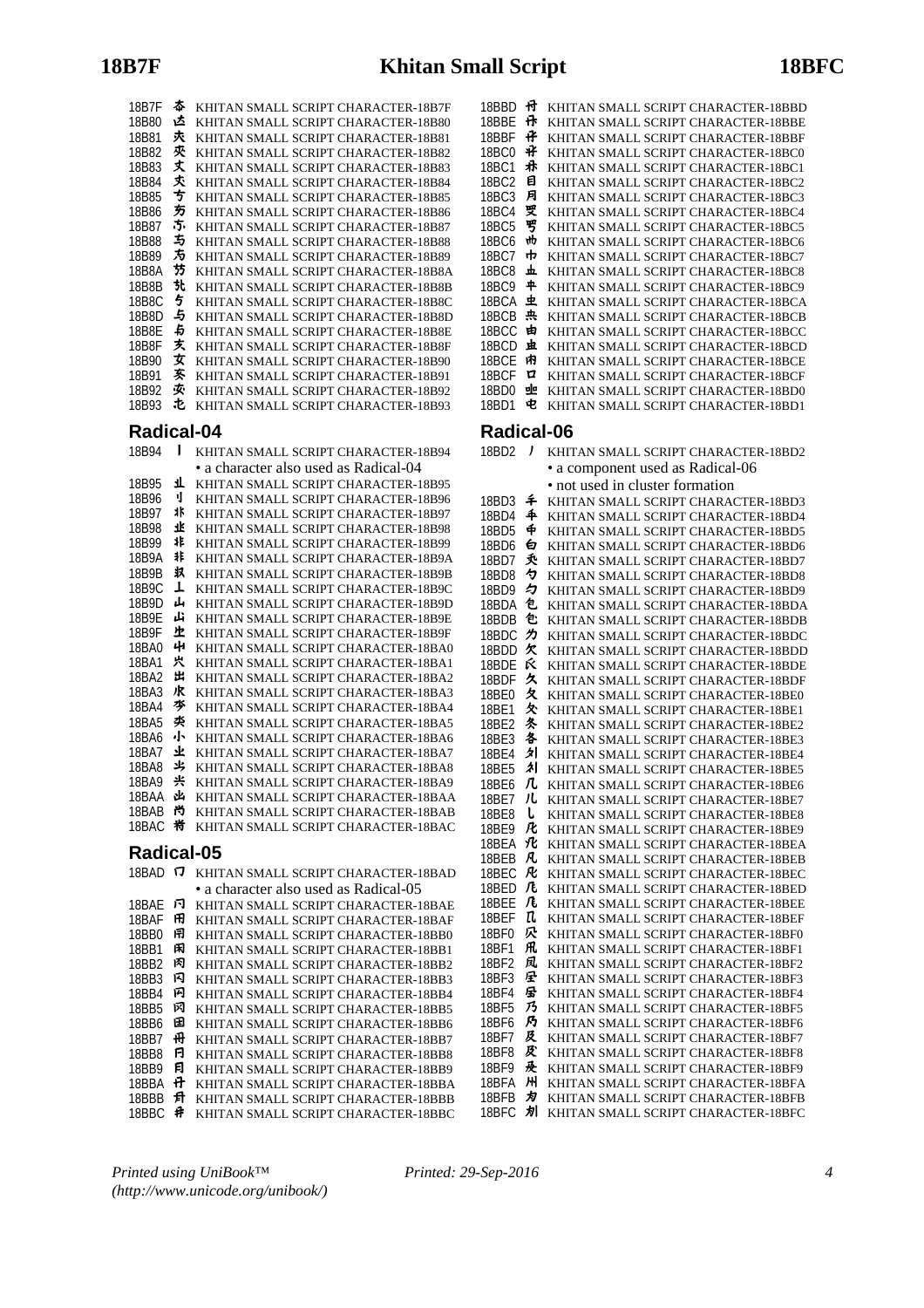18B7F 𘭿 KHITAN SMALL SCRIPT CHARACTER-18B7F
18B80 𘮀 KHITAN SMALL SCRIPT CHARACTER-18B80
18B81 𘮁 KHITAN SMALL SCRIPT CHARACTER-18B81
18B82 𘮂 KHITAN SMALL SCRIPT CHARACTER-18B82
18B83 𘮃 KHITAN SMALL SCRIPT CHARACTER-18B83
18B84 𘮄 KHITAN SMALL SCRIPT CHARACTER-18B84
18B85 𘮅 KHITAN SMALL SCRIPT CHARACTER-18B85
18B86 𘮆 KHITAN SMALL SCRIPT CHARACTER-18B86
18B87 𘮇 KHITAN SMALL SCRIPT CHARACTER-18B87
18B88 𘮈 KHITAN SMALL SCRIPT CHARACTER-18B88
18B89 𘮉 KHITAN SMALL SCRIPT CHARACTER-18B89
18B8A 𘮊 KHITAN SMALL SCRIPT CHARACTER-18B8A
18B8B 𘮋 KHITAN SMALL SCRIPT CHARACTER-18B8B
18B8C 𘮌 KHITAN SMALL SCRIPT CHARACTER-18B8C
18B8D 𘮍 KHITAN SMALL SCRIPT CHARACTER-18B8D
18B8E 𘮎 KHITAN SMALL SCRIPT CHARACTER-18B8E
18B8F 𘮏 KHITAN SMALL SCRIPT CHARACTER-18B8F
18B90 𘮐 KHITAN SMALL SCRIPT CHARACTER-18B90
18B91 𘮑 KHITAN SMALL SCRIPT CHARACTER-18B91
18B92 𘮒 KHITAN SMALL SCRIPT CHARACTER-18B92
18B93 𘮓 KHITAN SMALL SCRIPT CHARACTER-18B93

## Radical-04

18B94 𘮔 KHITAN SMALL SCRIPT CHARACTER-18B94
• a character also used as Radical-04
18B95 𘮕 KHITAN SMALL SCRIPT CHARACTER-18B95
18B96 𘮖 KHITAN SMALL SCRIPT CHARACTER-18B96
18B97 𘮗 KHITAN SMALL SCRIPT CHARACTER-18B97
18B98 𘮘 KHITAN SMALL SCRIPT CHARACTER-18B98
18B99 𘮙 KHITAN SMALL SCRIPT CHARACTER-18B99
18B9A 𘮚 KHITAN SMALL SCRIPT CHARACTER-18B9A
18B9B 𘮛 KHITAN SMALL SCRIPT CHARACTER-18B9B
18B9C 𘮜 KHITAN SMALL SCRIPT CHARACTER-18B9C
18B9D 𘮝 KHITAN SMALL SCRIPT CHARACTER-18B9D
18B9E 𘮞 KHITAN SMALL SCRIPT CHARACTER-18B9E
18B9F 𘮟 KHITAN SMALL SCRIPT CHARACTER-18B9F
18BA0 𘮠 KHITAN SMALL SCRIPT CHARACTER-18BA0
18BA1 𘮡 KHITAN SMALL SCRIPT CHARACTER-18BA1
18BA2 𘮢 KHITAN SMALL SCRIPT CHARACTER-18BA2
18BA3 𘮣 KHITAN SMALL SCRIPT CHARACTER-18BA3
18BA4 𘮤 KHITAN SMALL SCRIPT CHARACTER-18BA4
18BA5 𘮥 KHITAN SMALL SCRIPT CHARACTER-18BA5
18BA6 𘮦 KHITAN SMALL SCRIPT CHARACTER-18BA6
18BA7 𘮧 KHITAN SMALL SCRIPT CHARACTER-18BA7
18BA8 𘮨 KHITAN SMALL SCRIPT CHARACTER-18BA8
18BA9 𘮩 KHITAN SMALL SCRIPT CHARACTER-18BA9
18BAA 𘮪 KHITAN SMALL SCRIPT CHARACTER-18BAA
18BAB 𘮫 KHITAN SMALL SCRIPT CHARACTER-18BAB
18BAC 𘮬 KHITAN SMALL SCRIPT CHARACTER-18BAC

## Radical-05

18BAD 𘮭 KHITAN SMALL SCRIPT CHARACTER-18BAD
• a character also used as Radical-05
18BAE 𘮮 KHITAN SMALL SCRIPT CHARACTER-18BAE
18BAF 𘮯 KHITAN SMALL SCRIPT CHARACTER-18BAF
18BB0 𘮰 KHITAN SMALL SCRIPT CHARACTER-18BB0
18BB1 𘮱 KHITAN SMALL SCRIPT CHARACTER-18BB1
18BB2 𘮲 KHITAN SMALL SCRIPT CHARACTER-18BB2
18BB3 𘮳 KHITAN SMALL SCRIPT CHARACTER-18BB3
18BB4 𘮴 KHITAN SMALL SCRIPT CHARACTER-18BB4
18BB5 𘮵 KHITAN SMALL SCRIPT CHARACTER-18BB5
18BB6 𘮶 KHITAN SMALL SCRIPT CHARACTER-18BB6
18BB7 𘮷 KHITAN SMALL SCRIPT CHARACTER-18BB7
18BB8 𘮸 KHITAN SMALL SCRIPT CHARACTER-18BB8
18BB9 𘮹 KHITAN SMALL SCRIPT CHARACTER-18BB9
18BBA 𘮺 KHITAN SMALL SCRIPT CHARACTER-18BBA
18BBB 𘮻 KHITAN SMALL SCRIPT CHARACTER-18BBB
18BBC 𘮼 KHITAN SMALL SCRIPT CHARACTER-18BBC
18BBD 𘮽 KHITAN SMALL SCRIPT CHARACTER-18BBD
18BBE 𘮾 KHITAN SMALL SCRIPT CHARACTER-18BBE
18BBF 𘮿 KHITAN SMALL SCRIPT CHARACTER-18BBF
18BC0 𘯀 KHITAN SMALL SCRIPT CHARACTER-18BC0
18BC1 𘯁 KHITAN SMALL SCRIPT CHARACTER-18BC1
18BC2 𘯂 KHITAN SMALL SCRIPT CHARACTER-18BC2
18BC3 𘯃 KHITAN SMALL SCRIPT CHARACTER-18BC3
18BC4 𘯄 KHITAN SMALL SCRIPT CHARACTER-18BC4
18BC5 𘯅 KHITAN SMALL SCRIPT CHARACTER-18BC5
18BC6 𘯆 KHITAN SMALL SCRIPT CHARACTER-18BC6
18BC7 𘯇 KHITAN SMALL SCRIPT CHARACTER-18BC7
18BC8 𘯈 KHITAN SMALL SCRIPT CHARACTER-18BC8
18BC9 𘯉 KHITAN SMALL SCRIPT CHARACTER-18BC9
18BCA 𘯊 KHITAN SMALL SCRIPT CHARACTER-18BCA
18BCB 𘯋 KHITAN SMALL SCRIPT CHARACTER-18BCB
18BCC 𘯌 KHITAN SMALL SCRIPT CHARACTER-18BCC
18BCD 𘯍 KHITAN SMALL SCRIPT CHARACTER-18BCD
18BCE 𘯎 KHITAN SMALL SCRIPT CHARACTER-18BCE
18BCF 𘯏 KHITAN SMALL SCRIPT CHARACTER-18BCF
18BD0 𘯐 KHITAN SMALL SCRIPT CHARACTER-18BD0
18BD1 𘯑 KHITAN SMALL SCRIPT CHARACTER-18BD1

## Radical-06

18BD2 𘯒 KHITAN SMALL SCRIPT CHARACTER-18BD2
• a component used as Radical-06
• not used in cluster formation
18BD3 𘯓 KHITAN SMALL SCRIPT CHARACTER-18BD3
18BD4 𘯔 KHITAN SMALL SCRIPT CHARACTER-18BD4
18BD5 𘯕 KHITAN SMALL SCRIPT CHARACTER-18BD5
18BD6 𘯖 KHITAN SMALL SCRIPT CHARACTER-18BD6
18BD7 𘯗 KHITAN SMALL SCRIPT CHARACTER-18BD7
18BD8 𘯘 KHITAN SMALL SCRIPT CHARACTER-18BD8
18BD9 𘯙 KHITAN SMALL SCRIPT CHARACTER-18BD9
18BDA 𘯚 KHITAN SMALL SCRIPT CHARACTER-18BDA
18BDB 𘯛 KHITAN SMALL SCRIPT CHARACTER-18BDB
18BDC 𘯜 KHITAN SMALL SCRIPT CHARACTER-18BDC
18BDD 𘯝 KHITAN SMALL SCRIPT CHARACTER-18BDD
18BDE 𘯞 KHITAN SMALL SCRIPT CHARACTER-18BDE
18BDF 𘯟 KHITAN SMALL SCRIPT CHARACTER-18BDF
18BE0 𘯠 KHITAN SMALL SCRIPT CHARACTER-18BE0
18BE1 𘯡 KHITAN SMALL SCRIPT CHARACTER-18BE1
18BE2 𘯢 KHITAN SMALL SCRIPT CHARACTER-18BE2
18BE3 𘯣 KHITAN SMALL SCRIPT CHARACTER-18BE3
18BE4 𘯤 KHITAN SMALL SCRIPT CHARACTER-18BE4
18BE5 𘯥 KHITAN SMALL SCRIPT CHARACTER-18BE5
18BE6 𘯦 KHITAN SMALL SCRIPT CHARACTER-18BE6
18BE7 𘯧 KHITAN SMALL SCRIPT CHARACTER-18BE7
18BE8 𘯨 KHITAN SMALL SCRIPT CHARACTER-18BE8
18BE9 𘯩 KHITAN SMALL SCRIPT CHARACTER-18BE9
18BEA 𘯪 KHITAN SMALL SCRIPT CHARACTER-18BEA
18BEB 𘯫 KHITAN SMALL SCRIPT CHARACTER-18BEB
18BEC 𘯬 KHITAN SMALL SCRIPT CHARACTER-18BEC
18BED 𘯭 KHITAN SMALL SCRIPT CHARACTER-18BED
18BEE 𘯮 KHITAN SMALL SCRIPT CHARACTER-18BEE
18BEF 𘯯 KHITAN SMALL SCRIPT CHARACTER-18BEF
18BF0 𘯰 KHITAN SMALL SCRIPT CHARACTER-18BF0
18BF1 𘯱 KHITAN SMALL SCRIPT CHARACTER-18BF1
18BF2 𘯲 KHITAN SMALL SCRIPT CHARACTER-18BF2
18BF3 𘯳 KHITAN SMALL SCRIPT CHARACTER-18BF3
18BF4 𘯴 KHITAN SMALL SCRIPT CHARACTER-18BF4
18BF5 𘯵 KHITAN SMALL SCRIPT CHARACTER-18BF5
18BF6 𘯶 KHITAN SMALL SCRIPT CHARACTER-18BF6
18BF7 𘯷 KHITAN SMALL SCRIPT CHARACTER-18BF7
18BF8 𘯸 KHITAN SMALL SCRIPT CHARACTER-18BF8
18BF9 𘯹 KHITAN SMALL SCRIPT CHARACTER-18BF9
18BFA 𘯺 KHITAN SMALL SCRIPT CHARACTER-18BFA
18BFB 𘯻 KHITAN SMALL SCRIPT CHARACTER-18BFB
18BFC 𘯼 KHITAN SMALL SCRIPT CHARACTER-18BFC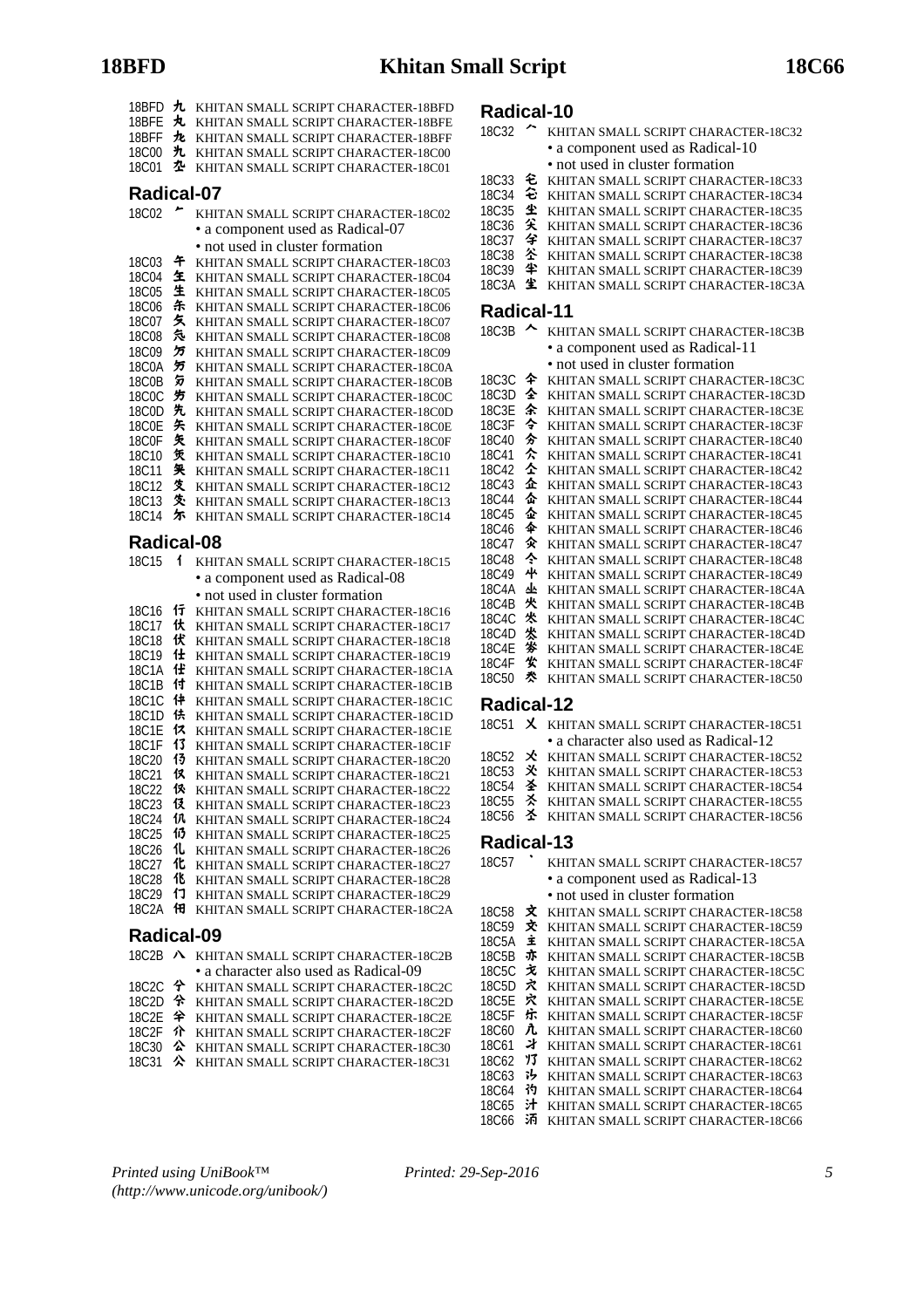18BFD 𘯽 KHITAN SMALL SCRIPT CHARACTER-18BFD
18BFE 𘯾 KHITAN SMALL SCRIPT CHARACTER-18BFE
18BFF 𘯿 KHITAN SMALL SCRIPT CHARACTER-18BFF
18C00 𘰀 KHITAN SMALL SCRIPT CHARACTER-18C00
18C01 𘰁 KHITAN SMALL SCRIPT CHARACTER-18C01

## Radical-07

18C02 𘰂 KHITAN SMALL SCRIPT CHARACTER-18C02
- a component used as Radical-07
- not used in cluster formation

18C03 𘰃 KHITAN SMALL SCRIPT CHARACTER-18C03
18C04 𘰄 KHITAN SMALL SCRIPT CHARACTER-18C04
18C05 𘰅 KHITAN SMALL SCRIPT CHARACTER-18C05
18C06 𘰆 KHITAN SMALL SCRIPT CHARACTER-18C06
18C07 𘰇 KHITAN SMALL SCRIPT CHARACTER-18C07
18C08 𘰈 KHITAN SMALL SCRIPT CHARACTER-18C08
18C09 𘰉 KHITAN SMALL SCRIPT CHARACTER-18C09
18C0A 𘰊 KHITAN SMALL SCRIPT CHARACTER-18C0A
18C0B 𘰋 KHITAN SMALL SCRIPT CHARACTER-18C0B
18C0C 𘰌 KHITAN SMALL SCRIPT CHARACTER-18C0C
18C0D 𘰍 KHITAN SMALL SCRIPT CHARACTER-18C0D
18C0E 𘰎 KHITAN SMALL SCRIPT CHARACTER-18C0E
18C0F 𘰏 KHITAN SMALL SCRIPT CHARACTER-18C0F
18C10 𘰐 KHITAN SMALL SCRIPT CHARACTER-18C10
18C11 𘰑 KHITAN SMALL SCRIPT CHARACTER-18C11
18C12 𘰒 KHITAN SMALL SCRIPT CHARACTER-18C12
18C13 𘰓 KHITAN SMALL SCRIPT CHARACTER-18C13
18C14 𘰔 KHITAN SMALL SCRIPT CHARACTER-18C14

## Radical-08

18C15 𘰕 KHITAN SMALL SCRIPT CHARACTER-18C15
- a component used as Radical-08
- not used in cluster formation

18C16 𘰖 KHITAN SMALL SCRIPT CHARACTER-18C16
18C17 𘰗 KHITAN SMALL SCRIPT CHARACTER-18C17
18C18 𘰘 KHITAN SMALL SCRIPT CHARACTER-18C18
18C19 𘰙 KHITAN SMALL SCRIPT CHARACTER-18C19
18C1A 𘰚 KHITAN SMALL SCRIPT CHARACTER-18C1A
18C1B 𘰛 KHITAN SMALL SCRIPT CHARACTER-18C1B
18C1C 𘰜 KHITAN SMALL SCRIPT CHARACTER-18C1C
18C1D 𘰝 KHITAN SMALL SCRIPT CHARACTER-18C1D
18C1E 𘰞 KHITAN SMALL SCRIPT CHARACTER-18C1E
18C1F 𘰟 KHITAN SMALL SCRIPT CHARACTER-18C1F
18C20 𘰠 KHITAN SMALL SCRIPT CHARACTER-18C20
18C21 𘰡 KHITAN SMALL SCRIPT CHARACTER-18C21
18C22 𘰢 KHITAN SMALL SCRIPT CHARACTER-18C22
18C23 𘰣 KHITAN SMALL SCRIPT CHARACTER-18C23
18C24 𘰤 KHITAN SMALL SCRIPT CHARACTER-18C24
18C25 𘰥 KHITAN SMALL SCRIPT CHARACTER-18C25
18C26 𘰦 KHITAN SMALL SCRIPT CHARACTER-18C26
18C27 𘰧 KHITAN SMALL SCRIPT CHARACTER-18C27
18C28 𘰨 KHITAN SMALL SCRIPT CHARACTER-18C28
18C29 𘰩 KHITAN SMALL SCRIPT CHARACTER-18C29
18C2A 𘰪 KHITAN SMALL SCRIPT CHARACTER-18C2A

## Radical-09

18C2B 𘰫 KHITAN SMALL SCRIPT CHARACTER-18C2B
- a character also used as Radical-09

18C2C 𘰬 KHITAN SMALL SCRIPT CHARACTER-18C2C
18C2D 𘰭 KHITAN SMALL SCRIPT CHARACTER-18C2D
18C2E 𘰮 KHITAN SMALL SCRIPT CHARACTER-18C2E
18C2F 𘰯 KHITAN SMALL SCRIPT CHARACTER-18C2F
18C30 𘰰 KHITAN SMALL SCRIPT CHARACTER-18C30
18C31 𘰱 KHITAN SMALL SCRIPT CHARACTER-18C31

## Radical-10

18C32 𘰲 KHITAN SMALL SCRIPT CHARACTER-18C32
- a component used as Radical-10
- not used in cluster formation

18C33 𘰳 KHITAN SMALL SCRIPT CHARACTER-18C33
18C34 𘰴 KHITAN SMALL SCRIPT CHARACTER-18C34
18C35 𘰵 KHITAN SMALL SCRIPT CHARACTER-18C35
18C36 𘰶 KHITAN SMALL SCRIPT CHARACTER-18C36
18C37 𘰷 KHITAN SMALL SCRIPT CHARACTER-18C37
18C38 𘰸 KHITAN SMALL SCRIPT CHARACTER-18C38
18C39 𘰹 KHITAN SMALL SCRIPT CHARACTER-18C39
18C3A 𘰺 KHITAN SMALL SCRIPT CHARACTER-18C3A

## Radical-11

18C3B 𘰻 KHITAN SMALL SCRIPT CHARACTER-18C3B
- a component used as Radical-11
- not used in cluster formation

18C3C 𘰼 KHITAN SMALL SCRIPT CHARACTER-18C3C
18C3D 𘰽 KHITAN SMALL SCRIPT CHARACTER-18C3D
18C3E 𘰾 KHITAN SMALL SCRIPT CHARACTER-18C3E
18C3F 𘰿 KHITAN SMALL SCRIPT CHARACTER-18C3F
18C40 𘱀 KHITAN SMALL SCRIPT CHARACTER-18C40
18C41 𘱁 KHITAN SMALL SCRIPT CHARACTER-18C41
18C42 𘱂 KHITAN SMALL SCRIPT CHARACTER-18C42
18C43 𘱃 KHITAN SMALL SCRIPT CHARACTER-18C43
18C44 𘱄 KHITAN SMALL SCRIPT CHARACTER-18C44
18C45 𘱅 KHITAN SMALL SCRIPT CHARACTER-18C45
18C46 𘱆 KHITAN SMALL SCRIPT CHARACTER-18C46
18C47 𘱇 KHITAN SMALL SCRIPT CHARACTER-18C47
18C48 𘱈 KHITAN SMALL SCRIPT CHARACTER-18C48
18C49 𘱉 KHITAN SMALL SCRIPT CHARACTER-18C49
18C4A 𘱊 KHITAN SMALL SCRIPT CHARACTER-18C4A
18C4B 𘱋 KHITAN SMALL SCRIPT CHARACTER-18C4B
18C4C 𘱌 KHITAN SMALL SCRIPT CHARACTER-18C4C
18C4D 𘱍 KHITAN SMALL SCRIPT CHARACTER-18C4D
18C4E 𘱎 KHITAN SMALL SCRIPT CHARACTER-18C4E
18C4F 𘱏 KHITAN SMALL SCRIPT CHARACTER-18C4F
18C50 𘱐 KHITAN SMALL SCRIPT CHARACTER-18C50

## Radical-12

18C51 𘱑 KHITAN SMALL SCRIPT CHARACTER-18C51
- a character also used as Radical-12

18C52 𘱒 KHITAN SMALL SCRIPT CHARACTER-18C52
18C53 𘱓 KHITAN SMALL SCRIPT CHARACTER-18C53
18C54 𘱔 KHITAN SMALL SCRIPT CHARACTER-18C54
18C55 𘱕 KHITAN SMALL SCRIPT CHARACTER-18C55
18C56 𘱖 KHITAN SMALL SCRIPT CHARACTER-18C56

## Radical-13

18C57 𘱗 KHITAN SMALL SCRIPT CHARACTER-18C57
- a component used as Radical-13
- not used in cluster formation

18C58 𘱘 KHITAN SMALL SCRIPT CHARACTER-18C58
18C59 𘱙 KHITAN SMALL SCRIPT CHARACTER-18C59
18C5A 𘱚 KHITAN SMALL SCRIPT CHARACTER-18C5A
18C5B 𘱛 KHITAN SMALL SCRIPT CHARACTER-18C5B
18C5C 𘱜 KHITAN SMALL SCRIPT CHARACTER-18C5C
18C5D 𘱝 KHITAN SMALL SCRIPT CHARACTER-18C5D
18C5E 𘱞 KHITAN SMALL SCRIPT CHARACTER-18C5E
18C5F 𘱟 KHITAN SMALL SCRIPT CHARACTER-18C5F
18C60 𘱠 KHITAN SMALL SCRIPT CHARACTER-18C60
18C61 𘱡 KHITAN SMALL SCRIPT CHARACTER-18C61
18C62 𘱢 KHITAN SMALL SCRIPT CHARACTER-18C62
18C63 𘱣 KHITAN SMALL SCRIPT CHARACTER-18C63
18C64 𘱤 KHITAN SMALL SCRIPT CHARACTER-18C64
18C65 𘱥 KHITAN SMALL SCRIPT CHARACTER-18C65
18C66 𘱦 KHITAN SMALL SCRIPT CHARACTER-18C66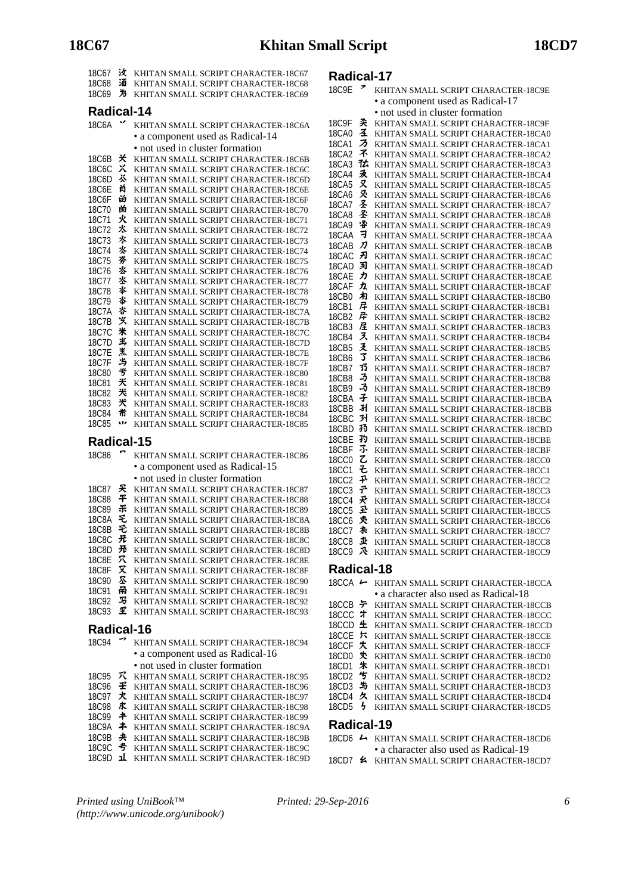18C67 𘱧 KHITAN SMALL SCRIPT CHARACTER-18C67
18C68 𘱨 KHITAN SMALL SCRIPT CHARACTER-18C68
18C69 𘱩 KHITAN SMALL SCRIPT CHARACTER-18C69

## Radical-14

18C6A 𘱪 KHITAN SMALL SCRIPT CHARACTER-18C6A
- a component used as Radical-14
- not used in cluster formation

18C6B 𘱫 KHITAN SMALL SCRIPT CHARACTER-18C6B
18C6C 𘱬 KHITAN SMALL SCRIPT CHARACTER-18C6C
18C6D 𘱭 KHITAN SMALL SCRIPT CHARACTER-18C6D
18C6E 𘱮 KHITAN SMALL SCRIPT CHARACTER-18C6E
18C6F 𘱯 KHITAN SMALL SCRIPT CHARACTER-18C6F
18C70 𘱰 KHITAN SMALL SCRIPT CHARACTER-18C70
18C71 𘱱 KHITAN SMALL SCRIPT CHARACTER-18C71
18C72 𘱲 KHITAN SMALL SCRIPT CHARACTER-18C72
18C73 𘱳 KHITAN SMALL SCRIPT CHARACTER-18C73
18C74 𘱴 KHITAN SMALL SCRIPT CHARACTER-18C74
18C75 𘱵 KHITAN SMALL SCRIPT CHARACTER-18C75
18C76 𘱶 KHITAN SMALL SCRIPT CHARACTER-18C76
18C77 𘱷 KHITAN SMALL SCRIPT CHARACTER-18C77
18C78 𘱸 KHITAN SMALL SCRIPT CHARACTER-18C78
18C79 𘱹 KHITAN SMALL SCRIPT CHARACTER-18C79
18C7A 𘱺 KHITAN SMALL SCRIPT CHARACTER-18C7A
18C7B 𘱻 KHITAN SMALL SCRIPT CHARACTER-18C7B
18C7C 𘱼 KHITAN SMALL SCRIPT CHARACTER-18C7C
18C7D 𘱽 KHITAN SMALL SCRIPT CHARACTER-18C7D
18C7E 𘱾 KHITAN SMALL SCRIPT CHARACTER-18C7E
18C7F 𘱿 KHITAN SMALL SCRIPT CHARACTER-18C7F
18C80 𘲀 KHITAN SMALL SCRIPT CHARACTER-18C80
18C81 𘲁 KHITAN SMALL SCRIPT CHARACTER-18C81
18C82 𘲂 KHITAN SMALL SCRIPT CHARACTER-18C82
18C83 𘲃 KHITAN SMALL SCRIPT CHARACTER-18C83
18C84 𘲄 KHITAN SMALL SCRIPT CHARACTER-18C84
18C85 𘲅 KHITAN SMALL SCRIPT CHARACTER-18C85

## Radical-15

18C86 𘲆 KHITAN SMALL SCRIPT CHARACTER-18C86
- a component used as Radical-15
- not used in cluster formation

18C87 𘲇 KHITAN SMALL SCRIPT CHARACTER-18C87
18C88 𘲈 KHITAN SMALL SCRIPT CHARACTER-18C88
18C89 𘲉 KHITAN SMALL SCRIPT CHARACTER-18C89
18C8A 𘲊 KHITAN SMALL SCRIPT CHARACTER-18C8A
18C8B 𘲋 KHITAN SMALL SCRIPT CHARACTER-18C8B
18C8C 𘲌 KHITAN SMALL SCRIPT CHARACTER-18C8C
18C8D 𘲍 KHITAN SMALL SCRIPT CHARACTER-18C8D
18C8E 𘲎 KHITAN SMALL SCRIPT CHARACTER-18C8E
18C8F 𘲏 KHITAN SMALL SCRIPT CHARACTER-18C8F
18C90 𘲐 KHITAN SMALL SCRIPT CHARACTER-18C90
18C91 𘲑 KHITAN SMALL SCRIPT CHARACTER-18C91
18C92 𘲒 KHITAN SMALL SCRIPT CHARACTER-18C92
18C93 𘲓 KHITAN SMALL SCRIPT CHARACTER-18C93

## Radical-16

18C94 𘲔 KHITAN SMALL SCRIPT CHARACTER-18C94
- a component used as Radical-16
- not used in cluster formation

18C95 𘲕 KHITAN SMALL SCRIPT CHARACTER-18C95
18C96 𘲖 KHITAN SMALL SCRIPT CHARACTER-18C96
18C97 𘲗 KHITAN SMALL SCRIPT CHARACTER-18C97
18C98 𘲘 KHITAN SMALL SCRIPT CHARACTER-18C98
18C99 𘲙 KHITAN SMALL SCRIPT CHARACTER-18C99
18C9A 𘲚 KHITAN SMALL SCRIPT CHARACTER-18C9A
18C9B 𘲛 KHITAN SMALL SCRIPT CHARACTER-18C9B
18C9C 𘲜 KHITAN SMALL SCRIPT CHARACTER-18C9C
18C9D 𘲝 KHITAN SMALL SCRIPT CHARACTER-18C9D

## Radical-17

18C9E 𘲞 KHITAN SMALL SCRIPT CHARACTER-18C9E
- a component used as Radical-17
- not used in cluster formation

18C9F 𘲟 KHITAN SMALL SCRIPT CHARACTER-18C9F
18CA0 𘲠 KHITAN SMALL SCRIPT CHARACTER-18CA0
18CA1 𘲡 KHITAN SMALL SCRIPT CHARACTER-18CA1
18CA2 𘲢 KHITAN SMALL SCRIPT CHARACTER-18CA2
18CA3 𘲣 KHITAN SMALL SCRIPT CHARACTER-18CA3
18CA4 𘲤 KHITAN SMALL SCRIPT CHARACTER-18CA4
18CA5 𘲥 KHITAN SMALL SCRIPT CHARACTER-18CA5
18CA6 𘲦 KHITAN SMALL SCRIPT CHARACTER-18CA6
18CA7 𘲧 KHITAN SMALL SCRIPT CHARACTER-18CA7
18CA8 𘲨 KHITAN SMALL SCRIPT CHARACTER-18CA8
18CA9 𘲩 KHITAN SMALL SCRIPT CHARACTER-18CA9
18CAA 𘲪 KHITAN SMALL SCRIPT CHARACTER-18CAA
18CAB 𘲫 KHITAN SMALL SCRIPT CHARACTER-18CAB
18CAC 𘲬 KHITAN SMALL SCRIPT CHARACTER-18CAC
18CAD 𘲭 KHITAN SMALL SCRIPT CHARACTER-18CAD
18CAE 𘲮 KHITAN SMALL SCRIPT CHARACTER-18CAE
18CAF 𘲯 KHITAN SMALL SCRIPT CHARACTER-18CAF
18CB0 𘲰 KHITAN SMALL SCRIPT CHARACTER-18CB0
18CB1 𘲱 KHITAN SMALL SCRIPT CHARACTER-18CB1
18CB2 𘲲 KHITAN SMALL SCRIPT CHARACTER-18CB2
18CB3 𘲳 KHITAN SMALL SCRIPT CHARACTER-18CB3
18CB4 𘲴 KHITAN SMALL SCRIPT CHARACTER-18CB4
18CB5 𘲵 KHITAN SMALL SCRIPT CHARACTER-18CB5
18CB6 𘲶 KHITAN SMALL SCRIPT CHARACTER-18CB6
18CB7 𘲷 KHITAN SMALL SCRIPT CHARACTER-18CB7
18CB8 𘲸 KHITAN SMALL SCRIPT CHARACTER-18CB8
18CB9 𘲹 KHITAN SMALL SCRIPT CHARACTER-18CB9
18CBA 𘲺 KHITAN SMALL SCRIPT CHARACTER-18CBA
18CBB 𘲻 KHITAN SMALL SCRIPT CHARACTER-18CBB
18CBC 𘲼 KHITAN SMALL SCRIPT CHARACTER-18CBC
18CBD 𘲽 KHITAN SMALL SCRIPT CHARACTER-18CBD
18CBE 𘲾 KHITAN SMALL SCRIPT CHARACTER-18CBE
18CBF 𘲿 KHITAN SMALL SCRIPT CHARACTER-18CBF
18CC0 𘳀 KHITAN SMALL SCRIPT CHARACTER-18CC0
18CC1 𘳁 KHITAN SMALL SCRIPT CHARACTER-18CC1
18CC2 𘳂 KHITAN SMALL SCRIPT CHARACTER-18CC2
18CC3 𘳃 KHITAN SMALL SCRIPT CHARACTER-18CC3
18CC4 𘳄 KHITAN SMALL SCRIPT CHARACTER-18CC4
18CC5 𘳅 KHITAN SMALL SCRIPT CHARACTER-18CC5
18CC6 𘳆 KHITAN SMALL SCRIPT CHARACTER-18CC6
18CC7 𘳇 KHITAN SMALL SCRIPT CHARACTER-18CC7
18CC8 𘳈 KHITAN SMALL SCRIPT CHARACTER-18CC8
18CC9 𘳉 KHITAN SMALL SCRIPT CHARACTER-18CC9

## Radical-18

18CCA 𘳊 KHITAN SMALL SCRIPT CHARACTER-18CCA
- a character also used as Radical-18

18CCB 𘳋 KHITAN SMALL SCRIPT CHARACTER-18CCB
18CCC 𘳌 KHITAN SMALL SCRIPT CHARACTER-18CCC
18CCD 𘳍 KHITAN SMALL SCRIPT CHARACTER-18CCD
18CCE 𘳎 KHITAN SMALL SCRIPT CHARACTER-18CCE
18CCF 𘳏 KHITAN SMALL SCRIPT CHARACTER-18CCF
18CD0 𘳐 KHITAN SMALL SCRIPT CHARACTER-18CD0
18CD1 𘳑 KHITAN SMALL SCRIPT CHARACTER-18CD1
18CD2 𘳒 KHITAN SMALL SCRIPT CHARACTER-18CD2
18CD3 𘳓 KHITAN SMALL SCRIPT CHARACTER-18CD3
18CD4 𘳔 KHITAN SMALL SCRIPT CHARACTER-18CD4
18CD5 𘳕 KHITAN SMALL SCRIPT CHARACTER-18CD5

## Radical-19

18CD6 𘳖 KHITAN SMALL SCRIPT CHARACTER-18CD6
- a character also used as Radical-19

18CD7 𘳗 KHITAN SMALL SCRIPT CHARACTER-18CD7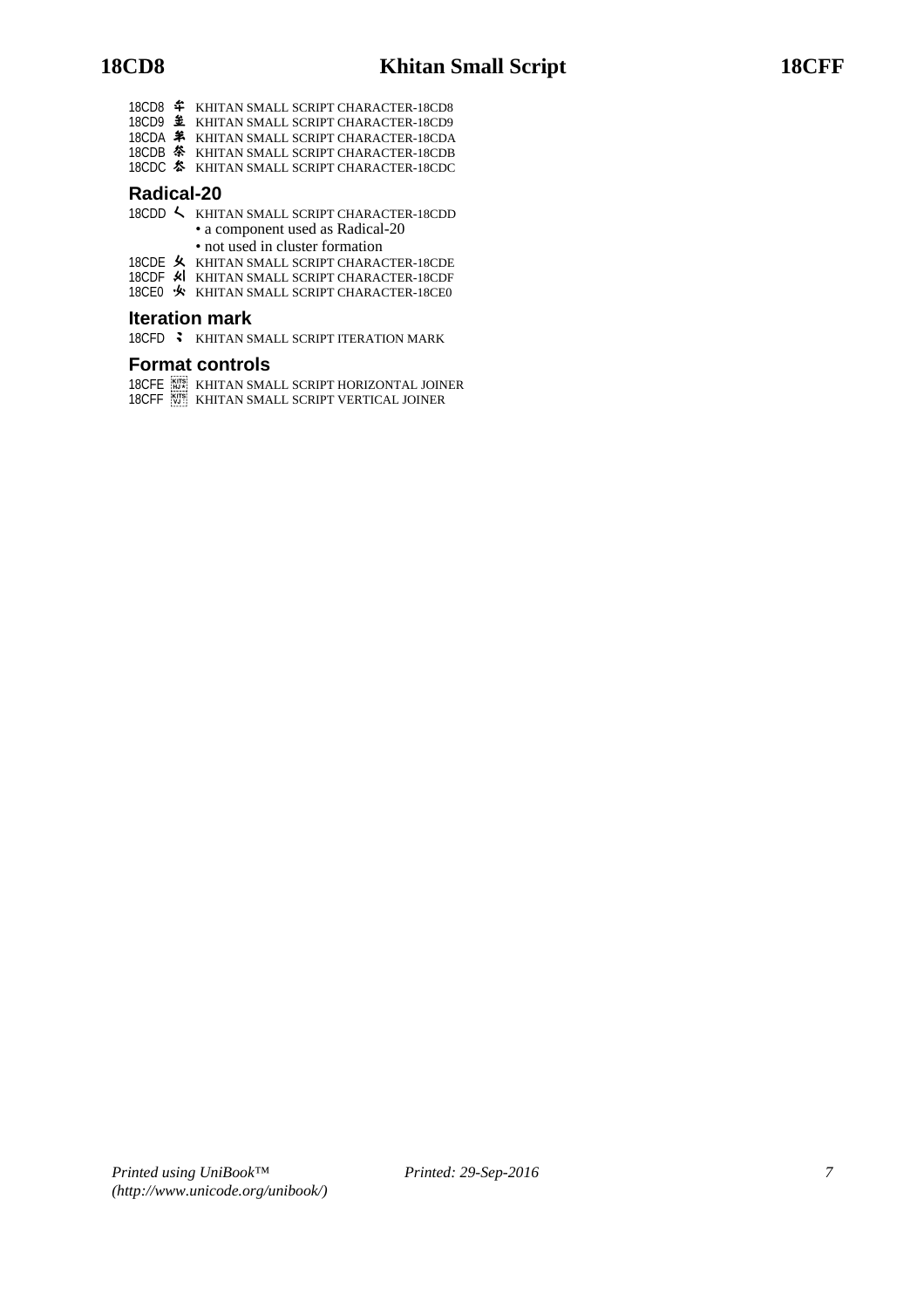18CD8 𘳘 KHITAN SMALL SCRIPT CHARACTER-18CD8
18CD9 𘳙 KHITAN SMALL SCRIPT CHARACTER-18CD9
18CDA 𘳚 KHITAN SMALL SCRIPT CHARACTER-18CDA
18CDB 𘳛 KHITAN SMALL SCRIPT CHARACTER-18CDB
18CDC 𘳜 KHITAN SMALL SCRIPT CHARACTER-18CDC

## Radical-20

18CDD 𘳝 KHITAN SMALL SCRIPT CHARACTER-18CDD
- a component used as Radical-20
- not used in cluster formation

18CDE 𘳞 KHITAN SMALL SCRIPT CHARACTER-18CDE
18CDF 𘳟 KHITAN SMALL SCRIPT CHARACTER-18CDF
18CE0 𘳠 KHITAN SMALL SCRIPT CHARACTER-18CE0

## Iteration mark

18CFD 𘳽 KHITAN SMALL SCRIPT ITERATION MARK

## Format controls

18CFE KITS HJ KHITAN SMALL SCRIPT HORIZONTAL JOINER
18CFF KITS VJ KHITAN SMALL SCRIPT VERTICAL JOINER